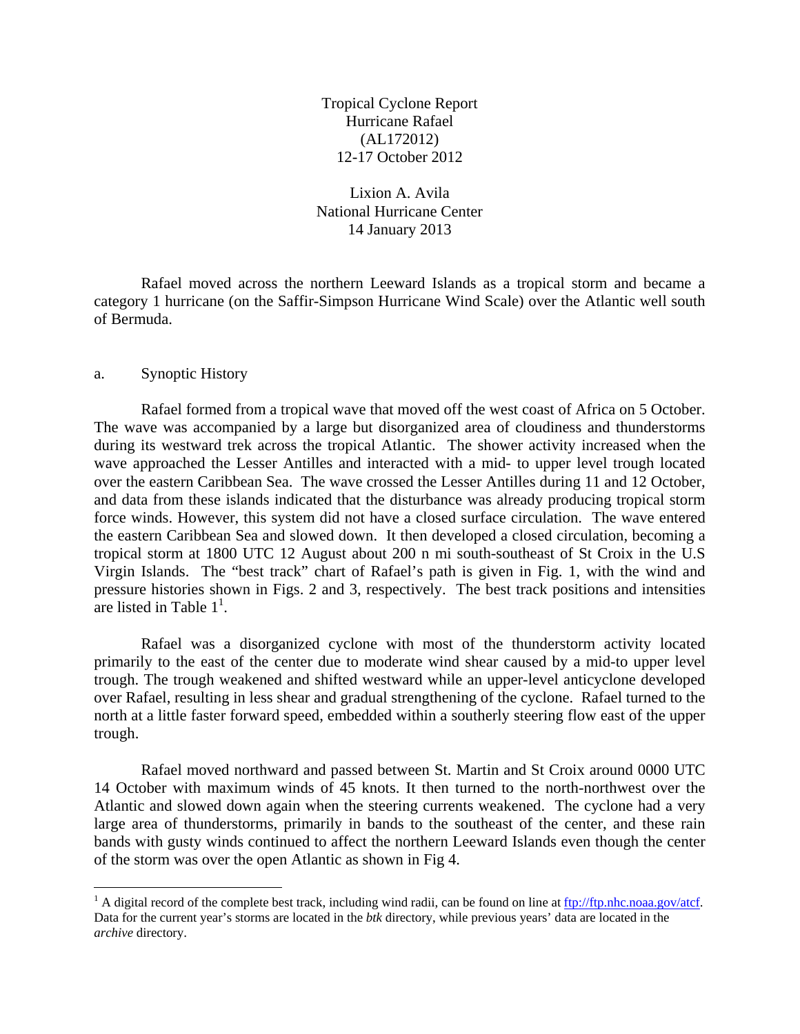# Tropical Cyclone Report
# Hurricane Rafael
# (AL172012)
# 12-17 October 2012

Lixion A. Avila
National Hurricane Center
14 January 2013

Rafael moved across the northern Leeward Islands as a tropical storm and became a category 1 hurricane (on the Saffir-Simpson Hurricane Wind Scale) over the Atlantic well south of Bermuda.

## a. Synoptic History

Rafael formed from a tropical wave that moved off the west coast of Africa on 5 October. The wave was accompanied by a large but disorganized area of cloudiness and thunderstorms during its westward trek across the tropical Atlantic. The shower activity increased when the wave approached the Lesser Antilles and interacted with a mid- to upper level trough located over the eastern Caribbean Sea. The wave crossed the Lesser Antilles during 11 and 12 October, and data from these islands indicated that the disturbance was already producing tropical storm force winds. However, this system did not have a closed surface circulation. The wave entered the eastern Caribbean Sea and slowed down. It then developed a closed circulation, becoming a tropical storm at 1800 UTC 12 August about 200 n mi south-southeast of St Croix in the U.S Virgin Islands. The "best track" chart of Rafael's path is given in Fig. 1, with the wind and pressure histories shown in Figs. 2 and 3, respectively. The best track positions and intensities are listed in Table 1[1].

Rafael was a disorganized cyclone with most of the thunderstorm activity located primarily to the east of the center due to moderate wind shear caused by a mid-to upper level trough. The trough weakened and shifted westward while an upper-level anticyclone developed over Rafael, resulting in less shear and gradual strengthening of the cyclone. Rafael turned to the north at a little faster forward speed, embedded within a southerly steering flow east of the upper trough.

Rafael moved northward and passed between St. Martin and St Croix around 0000 UTC 14 October with maximum winds of 45 knots. It then turned to the north-northwest over the Atlantic and slowed down again when the steering currents weakened. The cyclone had a very large area of thunderstorms, primarily in bands to the southeast of the center, and these rain bands with gusty winds continued to affect the northern Leeward Islands even though the center of the storm was over the open Atlantic as shown in Fig 4.

---

[1] A digital record of the complete best track, including wind radii, can be found on line at ftp://ftp.nhc.noaa.gov/atcf. Data for the current year's storms are located in the *btk* directory, while previous years' data are located in the *archive* directory.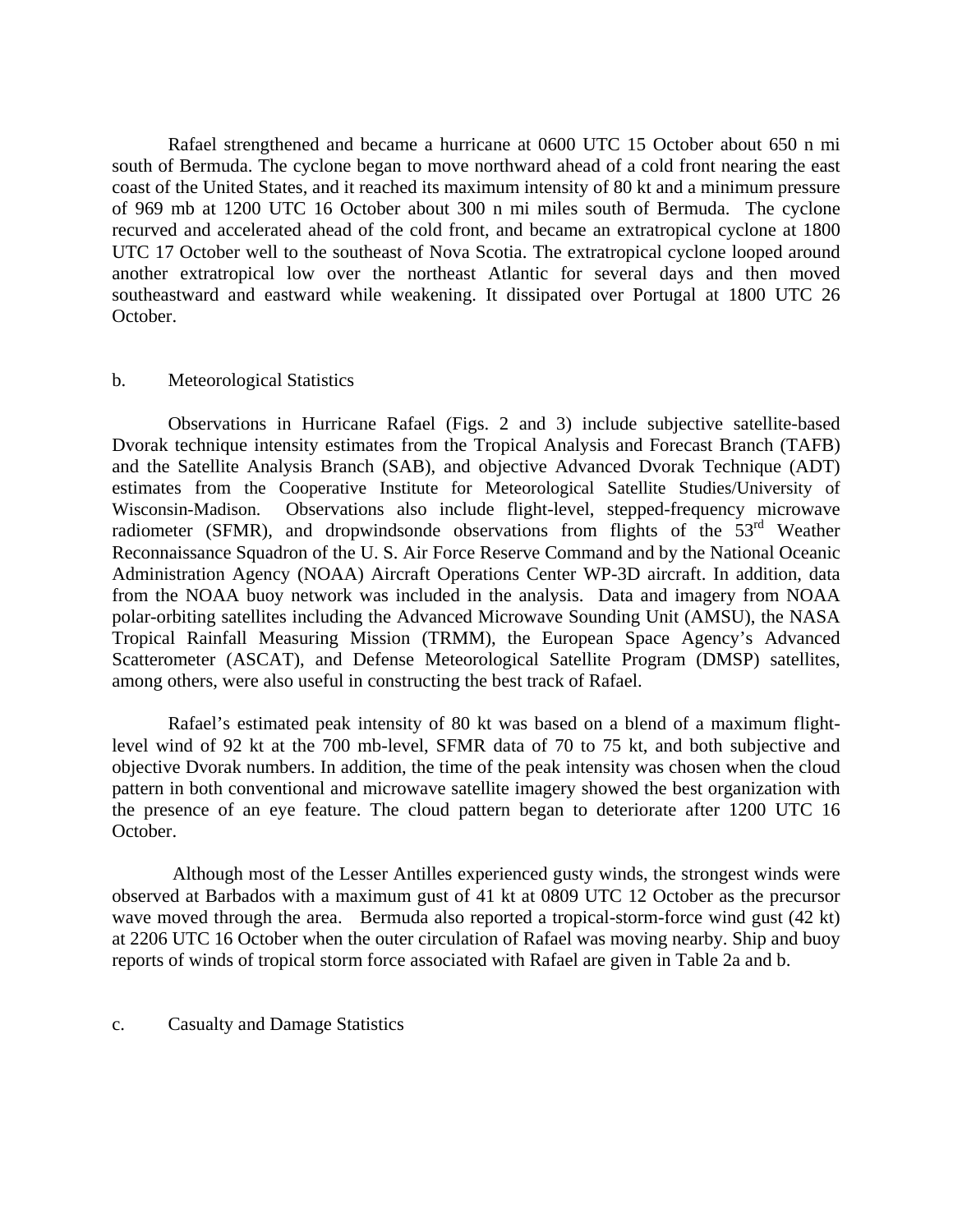Rafael strengthened and became a hurricane at 0600 UTC 15 October about 650 n mi south of Bermuda. The cyclone began to move northward ahead of a cold front nearing the east coast of the United States, and it reached its maximum intensity of 80 kt and a minimum pressure of 969 mb at 1200 UTC 16 October about 300 n mi miles south of Bermuda. The cyclone recurved and accelerated ahead of the cold front, and became an extratropical cyclone at 1800 UTC 17 October well to the southeast of Nova Scotia. The extratropical cyclone looped around another extratropical low over the northeast Atlantic for several days and then moved southeastward and eastward while weakening. It dissipated over Portugal at 1800 UTC 26 October.

## b. Meteorological Statistics

Observations in Hurricane Rafael (Figs. 2 and 3) include subjective satellite-based Dvorak technique intensity estimates from the Tropical Analysis and Forecast Branch (TAFB) and the Satellite Analysis Branch (SAB), and objective Advanced Dvorak Technique (ADT) estimates from the Cooperative Institute for Meteorological Satellite Studies/University of Wisconsin-Madison. Observations also include flight-level, stepped-frequency microwave radiometer (SFMR), and dropwindsonde observations from flights of the 53rd Weather Reconnaissance Squadron of the U. S. Air Force Reserve Command and by the National Oceanic Administration Agency (NOAA) Aircraft Operations Center WP-3D aircraft. In addition, data from the NOAA buoy network was included in the analysis. Data and imagery from NOAA polar-orbiting satellites including the Advanced Microwave Sounding Unit (AMSU), the NASA Tropical Rainfall Measuring Mission (TRMM), the European Space Agency's Advanced Scatterometer (ASCAT), and Defense Meteorological Satellite Program (DMSP) satellites, among others, were also useful in constructing the best track of Rafael.

Rafael's estimated peak intensity of 80 kt was based on a blend of a maximum flight-level wind of 92 kt at the 700 mb-level, SFMR data of 70 to 75 kt, and both subjective and objective Dvorak numbers. In addition, the time of the peak intensity was chosen when the cloud pattern in both conventional and microwave satellite imagery showed the best organization with the presence of an eye feature. The cloud pattern began to deteriorate after 1200 UTC 16 October.

Although most of the Lesser Antilles experienced gusty winds, the strongest winds were observed at Barbados with a maximum gust of 41 kt at 0809 UTC 12 October as the precursor wave moved through the area. Bermuda also reported a tropical-storm-force wind gust (42 kt) at 2206 UTC 16 October when the outer circulation of Rafael was moving nearby. Ship and buoy reports of winds of tropical storm force associated with Rafael are given in Table 2a and b.

## c. Casualty and Damage Statistics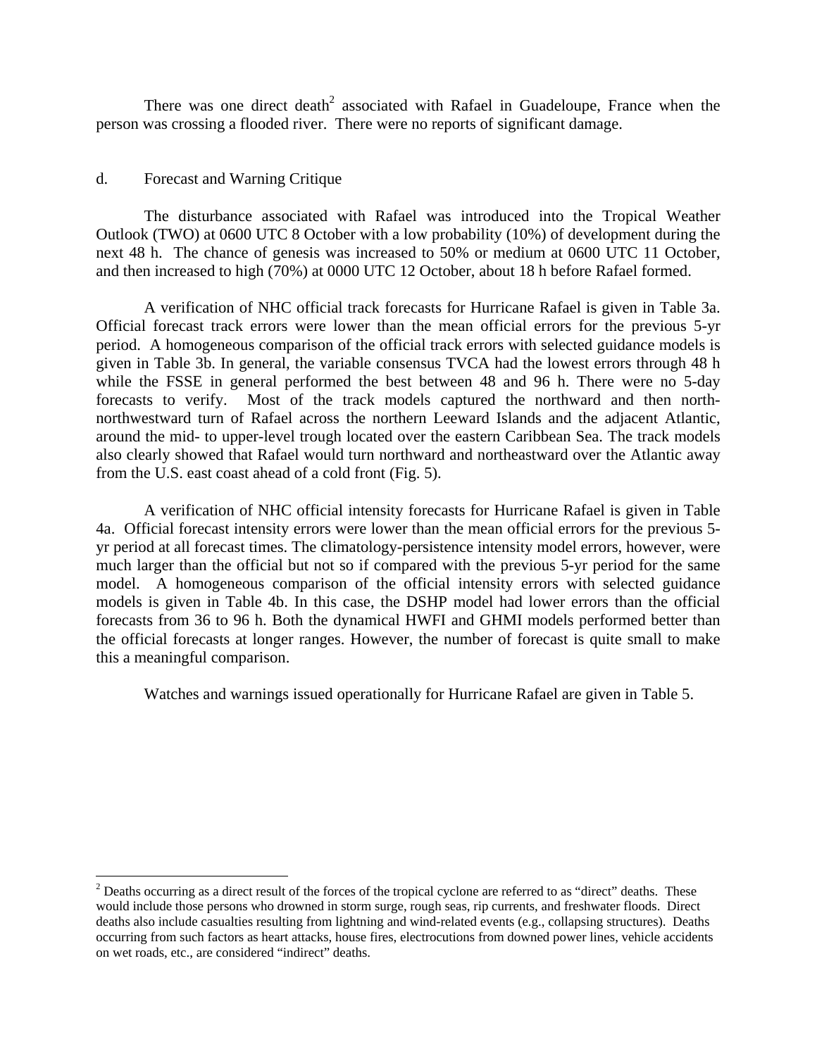There was one direct death[2] associated with Rafael in Guadeloupe, France when the person was crossing a flooded river. There were no reports of significant damage.

## d. Forecast and Warning Critique

The disturbance associated with Rafael was introduced into the Tropical Weather Outlook (TWO) at 0600 UTC 8 October with a low probability (10%) of development during the next 48 h. The chance of genesis was increased to 50% or medium at 0600 UTC 11 October, and then increased to high (70%) at 0000 UTC 12 October, about 18 h before Rafael formed.

A verification of NHC official track forecasts for Hurricane Rafael is given in Table 3a. Official forecast track errors were lower than the mean official errors for the previous 5-yr period. A homogeneous comparison of the official track errors with selected guidance models is given in Table 3b. In general, the variable consensus TVCA had the lowest errors through 48 h while the FSSE in general performed the best between 48 and 96 h. There were no 5-day forecasts to verify. Most of the track models captured the northward and then north-northwestward turn of Rafael across the northern Leeward Islands and the adjacent Atlantic, around the mid- to upper-level trough located over the eastern Caribbean Sea. The track models also clearly showed that Rafael would turn northward and northeastward over the Atlantic away from the U.S. east coast ahead of a cold front (Fig. 5).

A verification of NHC official intensity forecasts for Hurricane Rafael is given in Table 4a. Official forecast intensity errors were lower than the mean official errors for the previous 5-yr period at all forecast times. The climatology-persistence intensity model errors, however, were much larger than the official but not so if compared with the previous 5-yr period for the same model. A homogeneous comparison of the official intensity errors with selected guidance models is given in Table 4b. In this case, the DSHP model had lower errors than the official forecasts from 36 to 96 h. Both the dynamical HWFI and GHMI models performed better than the official forecasts at longer ranges. However, the number of forecast is quite small to make this a meaningful comparison.

Watches and warnings issued operationally for Hurricane Rafael are given in Table 5.

---

[2] Deaths occurring as a direct result of the forces of the tropical cyclone are referred to as "direct" deaths. These would include those persons who drowned in storm surge, rough seas, rip currents, and freshwater floods. Direct deaths also include casualties resulting from lightning and wind-related events (e.g., collapsing structures). Deaths occurring from such factors as heart attacks, house fires, electrocutions from downed power lines, vehicle accidents on wet roads, etc., are considered "indirect" deaths.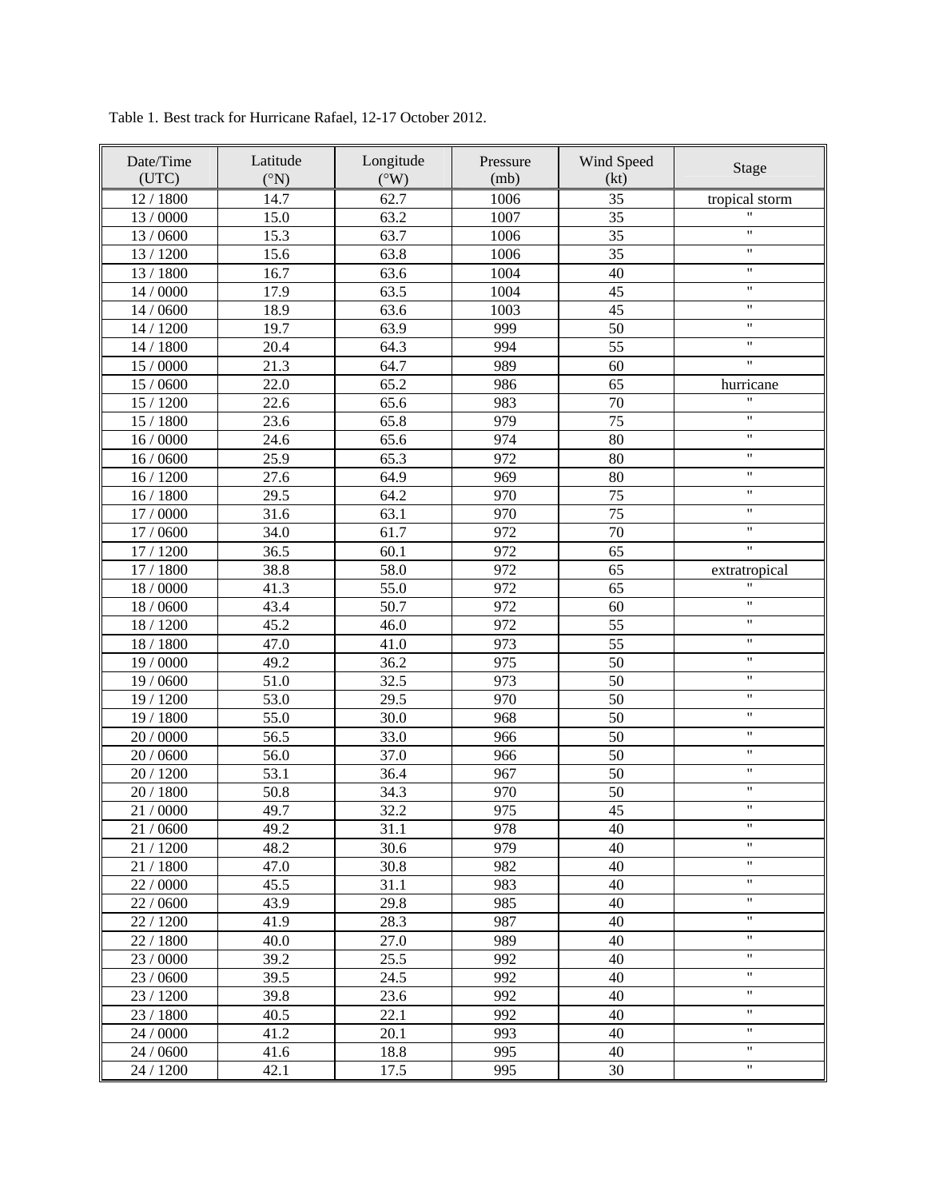Table 1. Best track for Hurricane Rafael, 12-17 October 2012.

| Date/Time (UTC) | Latitude (°N) | Longitude (°W) | Pressure (mb) | Wind Speed (kt) | Stage |
|---|---|---|---|---|---|
| 12 / 1800 | 14.7 | 62.7 | 1006 | 35 | tropical storm |
| 13 / 0000 | 15.0 | 63.2 | 1007 | 35 | " |
| 13 / 0600 | 15.3 | 63.7 | 1006 | 35 | " |
| 13 / 1200 | 15.6 | 63.8 | 1006 | 35 | " |
| 13 / 1800 | 16.7 | 63.6 | 1004 | 40 | " |
| 14 / 0000 | 17.9 | 63.5 | 1004 | 45 | " |
| 14 / 0600 | 18.9 | 63.6 | 1003 | 45 | " |
| 14 / 1200 | 19.7 | 63.9 | 999 | 50 | " |
| 14 / 1800 | 20.4 | 64.3 | 994 | 55 | " |
| 15 / 0000 | 21.3 | 64.7 | 989 | 60 | " |
| 15 / 0600 | 22.0 | 65.2 | 986 | 65 | hurricane |
| 15 / 1200 | 22.6 | 65.6 | 983 | 70 | " |
| 15 / 1800 | 23.6 | 65.8 | 979 | 75 | " |
| 16 / 0000 | 24.6 | 65.6 | 974 | 80 | " |
| 16 / 0600 | 25.9 | 65.3 | 972 | 80 | " |
| 16 / 1200 | 27.6 | 64.9 | 969 | 80 | " |
| 16 / 1800 | 29.5 | 64.2 | 970 | 75 | " |
| 17 / 0000 | 31.6 | 63.1 | 970 | 75 | " |
| 17 / 0600 | 34.0 | 61.7 | 972 | 70 | " |
| 17 / 1200 | 36.5 | 60.1 | 972 | 65 | " |
| 17 / 1800 | 38.8 | 58.0 | 972 | 65 | extratropical |
| 18 / 0000 | 41.3 | 55.0 | 972 | 65 | " |
| 18 / 0600 | 43.4 | 50.7 | 972 | 60 | " |
| 18 / 1200 | 45.2 | 46.0 | 972 | 55 | " |
| 18 / 1800 | 47.0 | 41.0 | 973 | 55 | " |
| 19 / 0000 | 49.2 | 36.2 | 975 | 50 | " |
| 19 / 0600 | 51.0 | 32.5 | 973 | 50 | " |
| 19 / 1200 | 53.0 | 29.5 | 970 | 50 | " |
| 19 / 1800 | 55.0 | 30.0 | 968 | 50 | " |
| 20 / 0000 | 56.5 | 33.0 | 966 | 50 | " |
| 20 / 0600 | 56.0 | 37.0 | 966 | 50 | " |
| 20 / 1200 | 53.1 | 36.4 | 967 | 50 | " |
| 20 / 1800 | 50.8 | 34.3 | 970 | 50 | " |
| 21 / 0000 | 49.7 | 32.2 | 975 | 45 | " |
| 21 / 0600 | 49.2 | 31.1 | 978 | 40 | " |
| 21 / 1200 | 48.2 | 30.6 | 979 | 40 | " |
| 21 / 1800 | 47.0 | 30.8 | 982 | 40 | " |
| 22 / 0000 | 45.5 | 31.1 | 983 | 40 | " |
| 22 / 0600 | 43.9 | 29.8 | 985 | 40 | " |
| 22 / 1200 | 41.9 | 28.3 | 987 | 40 | " |
| 22 / 1800 | 40.0 | 27.0 | 989 | 40 | " |
| 23 / 0000 | 39.2 | 25.5 | 992 | 40 | " |
| 23 / 0600 | 39.5 | 24.5 | 992 | 40 | " |
| 23 / 1200 | 39.8 | 23.6 | 992 | 40 | " |
| 23 / 1800 | 40.5 | 22.1 | 992 | 40 | " |
| 24 / 0000 | 41.2 | 20.1 | 993 | 40 | " |
| 24 / 0600 | 41.6 | 18.8 | 995 | 40 | " |
| 24 / 1200 | 42.1 | 17.5 | 995 | 30 | " |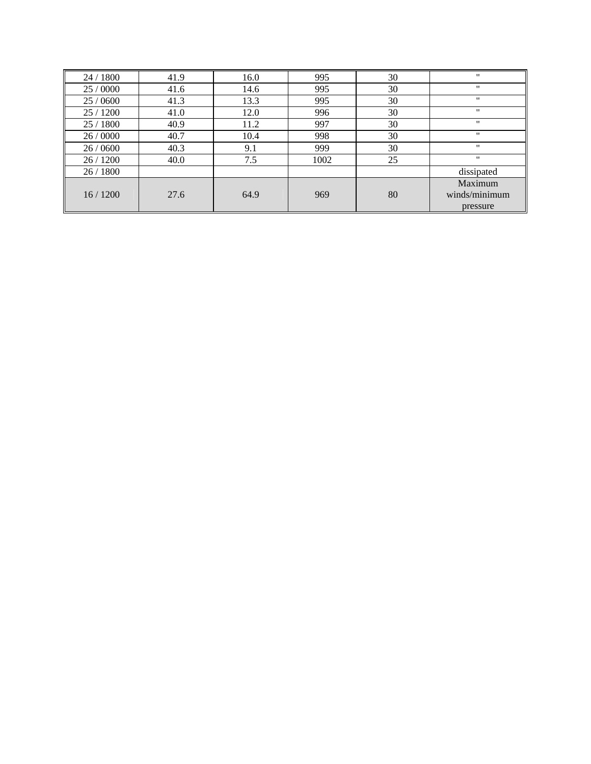| 24 / 1800 | 41.9 | 16.0 | 995 | 30 | " |
|---|---|---|---|---|---|
| 25 / 0000 | 41.6 | 14.6 | 995 | 30 | " |
| 25 / 0600 | 41.3 | 13.3 | 995 | 30 | " |
| 25 / 1200 | 41.0 | 12.0 | 996 | 30 | " |
| 25 / 1800 | 40.9 | 11.2 | 997 | 30 | " |
| 26 / 0000 | 40.7 | 10.4 | 998 | 30 | " |
| 26 / 0600 | 40.3 | 9.1 | 999 | 30 | " |
| 26 / 1200 | 40.0 | 7.5 | 1002 | 25 | " |
| 26 / 1800 | | | | | dissipated |
| 16 / 1200 | 27.6 | 64.9 | 969 | 80 | Maximum winds/minimum pressure |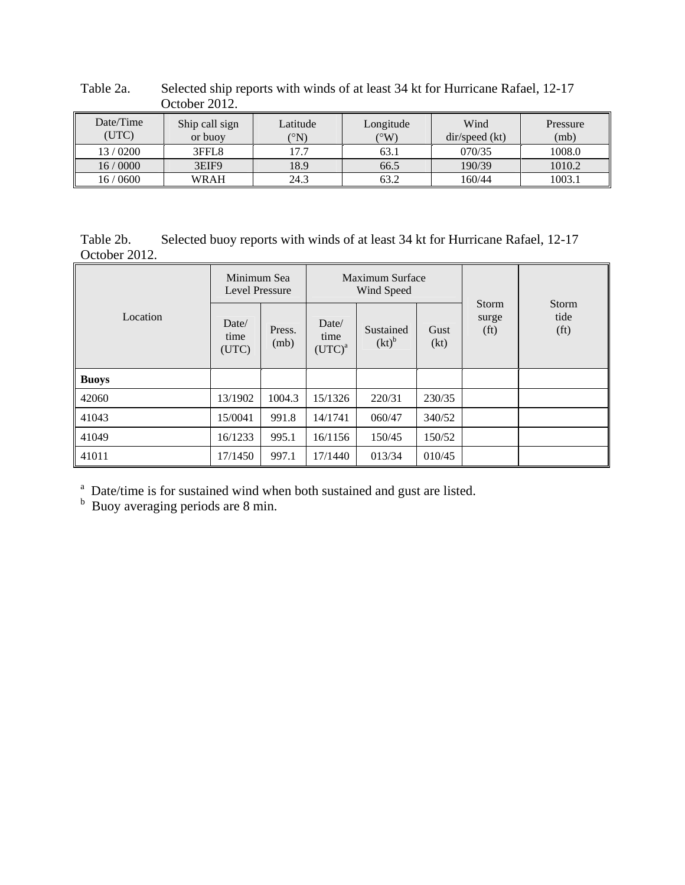Table 2a. Selected ship reports with winds of at least 34 kt for Hurricane Rafael, 12-17 October 2012.

| Date/Time (UTC) | Ship call sign or buoy | Latitude (°N) | Longitude (°W) | Wind dir/speed (kt) | Pressure (mb) |
|---|---|---|---|---|---|
| 13 / 0200 | 3FFL8 | 17.7 | 63.1 | 070/35 | 1008.0 |
| 16 / 0000 | 3EIF9 | 18.9 | 66.5 | 190/39 | 1010.2 |
| 16 / 0600 | WRAH | 24.3 | 63.2 | 160/44 | 1003.1 |

Table 2b. Selected buoy reports with winds of at least 34 kt for Hurricane Rafael, 12-17 October 2012.

| Location | Minimum Sea Level Pressure | | Maximum Surface Wind Speed | | | Storm surge (ft) | Storm tide (ft) |
|---|---|---|---|---|---|---|---|
| | Date/ time (UTC) | Press. (mb) | Date/ time (UTC)[a] | Sustained (kt)[b] | Gust (kt) | | |
| **Buoys** | | | | | | | |
| 42060 | 13/1902 | 1004.3 | 15/1326 | 220/31 | 230/35 | | |
| 41043 | 15/0041 | 991.8 | 14/1741 | 060/47 | 340/52 | | |
| 41049 | 16/1233 | 995.1 | 16/1156 | 150/45 | 150/52 | | |
| 41011 | 17/1450 | 997.1 | 17/1440 | 013/34 | 010/45 | | |

[a] Date/time is for sustained wind when both sustained and gust are listed.
[b] Buoy averaging periods are 8 min.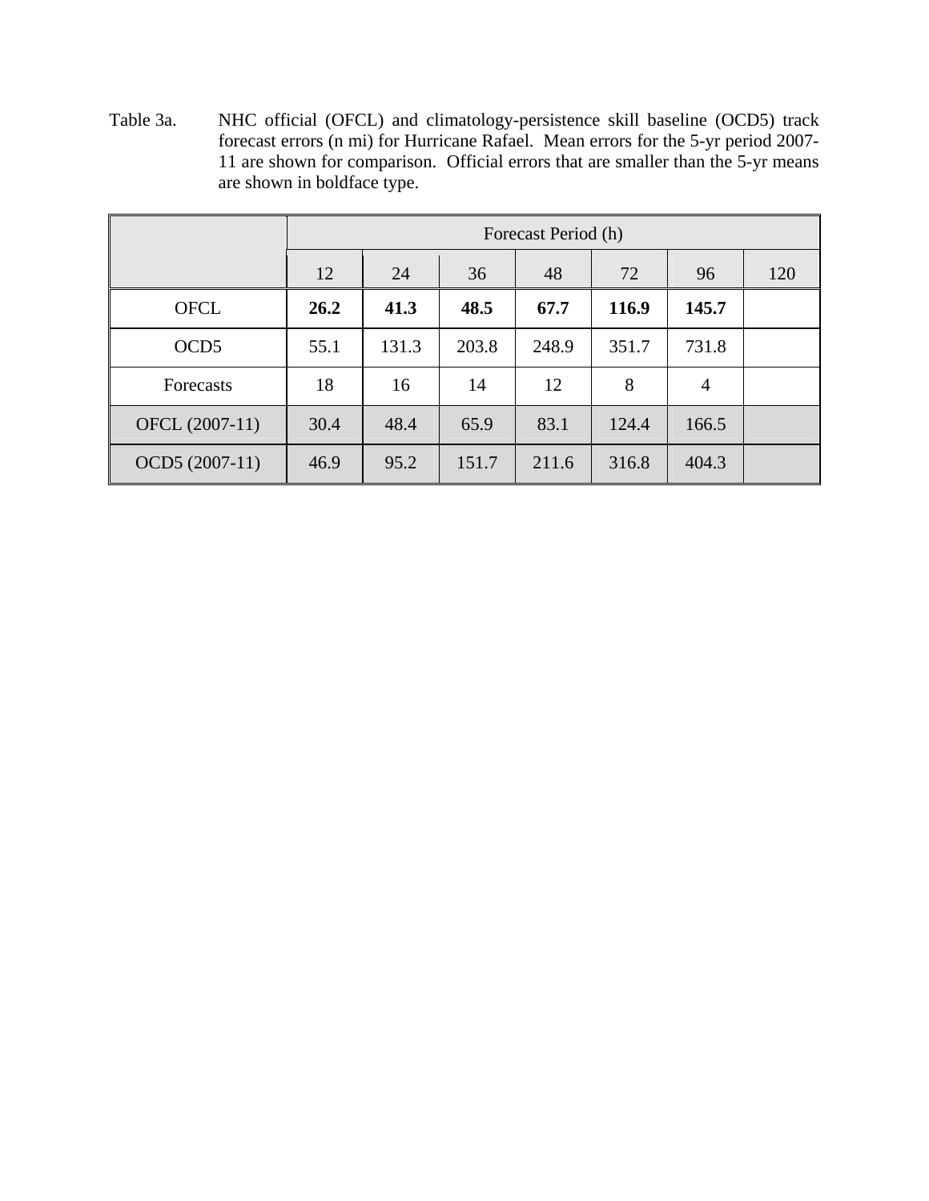Table 3a. NHC official (OFCL) and climatology-persistence skill baseline (OCD5) track forecast errors (n mi) for Hurricane Rafael. Mean errors for the 5-yr period 2007-11 are shown for comparison. Official errors that are smaller than the 5-yr means are shown in boldface type.

| | Forecast Period (h) | | | | | | |
|---|---|---|---|---|---|---|---|
| | 12 | 24 | 36 | 48 | 72 | 96 | 120 |
| OFCL | **26.2** | **41.3** | **48.5** | **67.7** | **116.9** | **145.7** | |
| OCD5 | 55.1 | 131.3 | 203.8 | 248.9 | 351.7 | 731.8 | |
| Forecasts | 18 | 16 | 14 | 12 | 8 | 4 | |
| OFCL (2007-11) | 30.4 | 48.4 | 65.9 | 83.1 | 124.4 | 166.5 | |
| OCD5 (2007-11) | 46.9 | 95.2 | 151.7 | 211.6 | 316.8 | 404.3 | |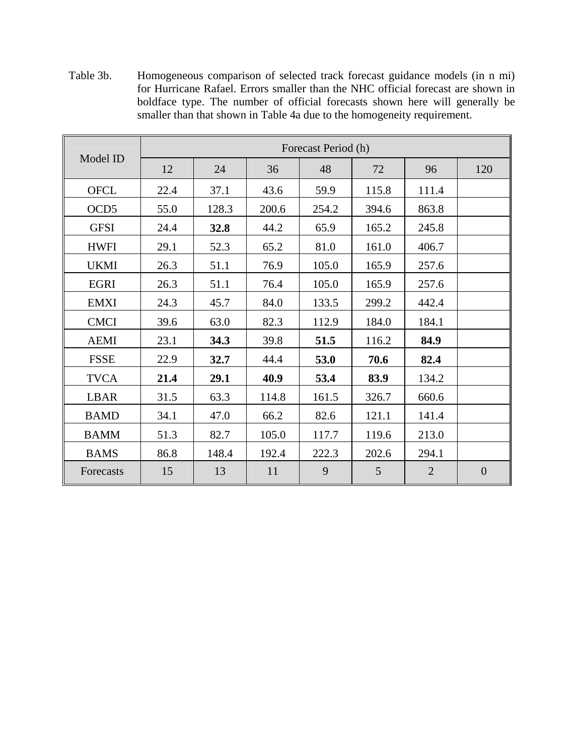Table 3b. Homogeneous comparison of selected track forecast guidance models (in n mi) for Hurricane Rafael. Errors smaller than the NHC official forecast are shown in boldface type. The number of official forecasts shown here will generally be smaller than that shown in Table 4a due to the homogeneity requirement.

| Model ID | Forecast Period (h) | | | | | | |
|---|---|---|---|---|---|---|---|
| | 12 | 24 | 36 | 48 | 72 | 96 | 120 |
| OFCL | 22.4 | 37.1 | 43.6 | 59.9 | 115.8 | 111.4 | |
| OCD5 | 55.0 | 128.3 | 200.6 | 254.2 | 394.6 | 863.8 | |
| GFSI | 24.4 | **32.8** | 44.2 | 65.9 | 165.2 | 245.8 | |
| HWFI | 29.1 | 52.3 | 65.2 | 81.0 | 161.0 | 406.7 | |
| UKMI | 26.3 | 51.1 | 76.9 | 105.0 | 165.9 | 257.6 | |
| EGRI | 26.3 | 51.1 | 76.4 | 105.0 | 165.9 | 257.6 | |
| EMXI | 24.3 | 45.7 | 84.0 | 133.5 | 299.2 | 442.4 | |
| CMCI | 39.6 | 63.0 | 82.3 | 112.9 | 184.0 | 184.1 | |
| AEMI | 23.1 | **34.3** | 39.8 | **51.5** | 116.2 | **84.9** | |
| FSSE | 22.9 | **32.7** | 44.4 | **53.0** | **70.6** | **82.4** | |
| TVCA | **21.4** | **29.1** | **40.9** | **53.4** | **83.9** | 134.2 | |
| LBAR | 31.5 | 63.3 | 114.8 | 161.5 | 326.7 | 660.6 | |
| BAMD | 34.1 | 47.0 | 66.2 | 82.6 | 121.1 | 141.4 | |
| BAMM | 51.3 | 82.7 | 105.0 | 117.7 | 119.6 | 213.0 | |
| BAMS | 86.8 | 148.4 | 192.4 | 222.3 | 202.6 | 294.1 | |
| Forecasts | 15 | 13 | 11 | 9 | 5 | 2 | 0 |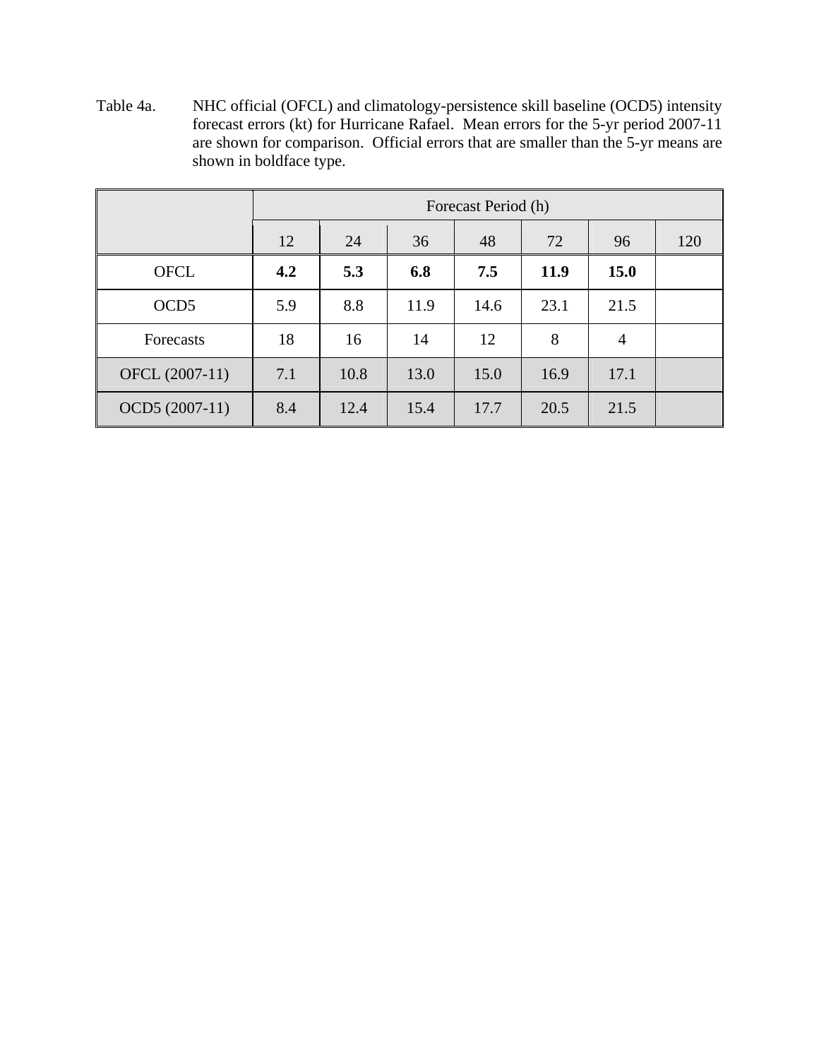Table 4a. NHC official (OFCL) and climatology-persistence skill baseline (OCD5) intensity forecast errors (kt) for Hurricane Rafael. Mean errors for the 5-yr period 2007-11 are shown for comparison. Official errors that are smaller than the 5-yr means are shown in boldface type.

| | Forecast Period (h) | | | | | | |
|---|---|---|---|---|---|---|---|
| | 12 | 24 | 36 | 48 | 72 | 96 | 120 |
| OFCL | **4.2** | **5.3** | **6.8** | **7.5** | **11.9** | **15.0** | |
| OCD5 | 5.9 | 8.8 | 11.9 | 14.6 | 23.1 | 21.5 | |
| Forecasts | 18 | 16 | 14 | 12 | 8 | 4 | |
| OFCL (2007-11) | 7.1 | 10.8 | 13.0 | 15.0 | 16.9 | 17.1 | |
| OCD5 (2007-11) | 8.4 | 12.4 | 15.4 | 17.7 | 20.5 | 21.5 | |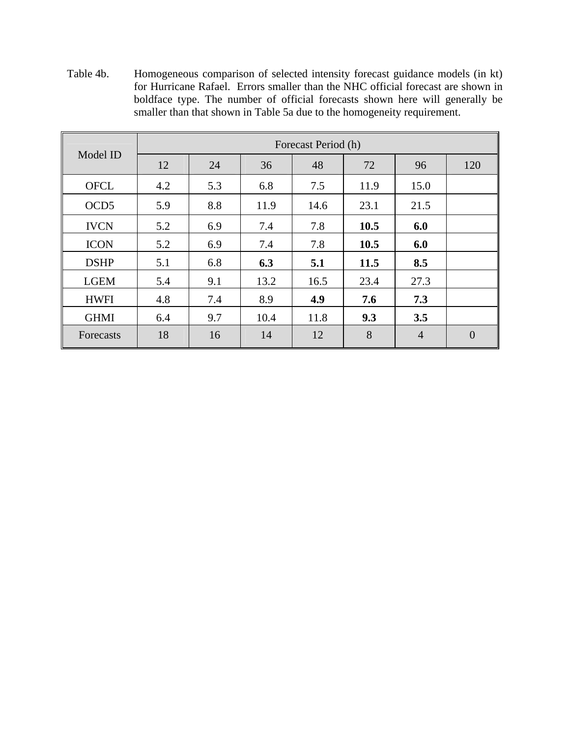Table 4b. Homogeneous comparison of selected intensity forecast guidance models (in kt) for Hurricane Rafael. Errors smaller than the NHC official forecast are shown in boldface type. The number of official forecasts shown here will generally be smaller than that shown in Table 5a due to the homogeneity requirement.

| Model ID | Forecast Period (h) | | | | | | |
|---|---|---|---|---|---|---|---|
| | 12 | 24 | 36 | 48 | 72 | 96 | 120 |
| OFCL | 4.2 | 5.3 | 6.8 | 7.5 | 11.9 | 15.0 | |
| OCD5 | 5.9 | 8.8 | 11.9 | 14.6 | 23.1 | 21.5 | |
| IVCN | 5.2 | 6.9 | 7.4 | 7.8 | **10.5** | **6.0** | |
| ICON | 5.2 | 6.9 | 7.4 | 7.8 | **10.5** | **6.0** | |
| DSHP | 5.1 | 6.8 | **6.3** | **5.1** | **11.5** | **8.5** | |
| LGEM | 5.4 | 9.1 | 13.2 | 16.5 | 23.4 | 27.3 | |
| HWFI | 4.8 | 7.4 | 8.9 | **4.9** | **7.6** | **7.3** | |
| GHMI | 6.4 | 9.7 | 10.4 | 11.8 | **9.3** | **3.5** | |
| Forecasts | 18 | 16 | 14 | 12 | 8 | 4 | 0 |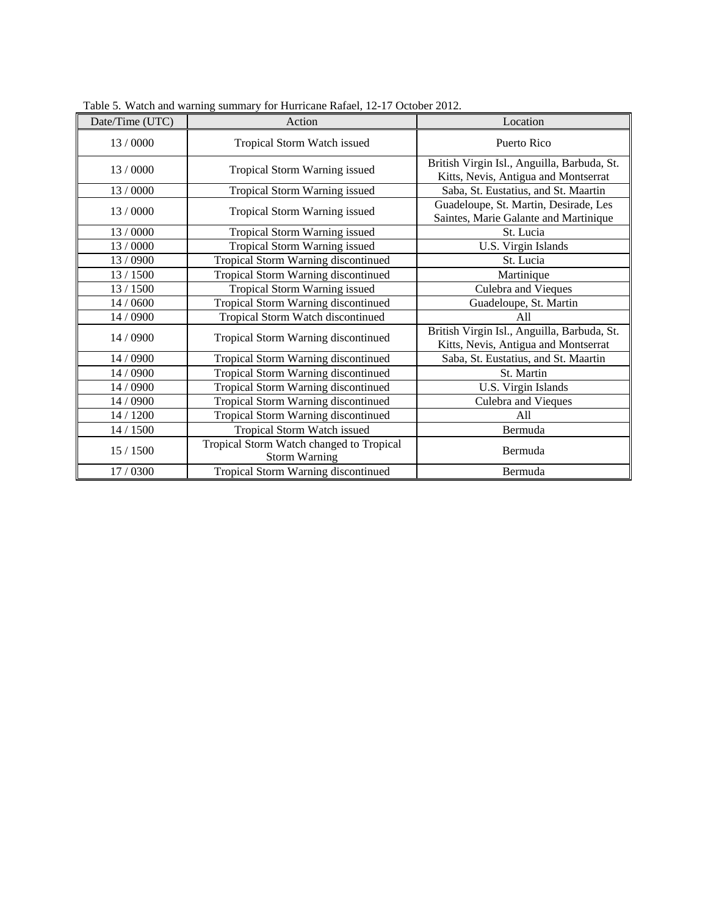Table 5. Watch and warning summary for Hurricane Rafael, 12-17 October 2012.

| Date/Time (UTC) | Action | Location |
|---|---|---|
| 13 / 0000 | Tropical Storm Watch issued | Puerto Rico |
| 13 / 0000 | Tropical Storm Warning issued | British Virgin Isl., Anguilla, Barbuda, St. Kitts, Nevis, Antigua and Montserrat |
| 13 / 0000 | Tropical Storm Warning issued | Saba, St. Eustatius, and St. Maartin |
| 13 / 0000 | Tropical Storm Warning issued | Guadeloupe, St. Martin, Desirade, Les Saintes, Marie Galante and Martinique |
| 13 / 0000 | Tropical Storm Warning issued | St. Lucia |
| 13 / 0000 | Tropical Storm Warning issued | U.S. Virgin Islands |
| 13 / 0900 | Tropical Storm Warning discontinued | St. Lucia |
| 13 / 1500 | Tropical Storm Warning discontinued | Martinique |
| 13 / 1500 | Tropical Storm Warning issued | Culebra and Vieques |
| 14 / 0600 | Tropical Storm Warning discontinued | Guadeloupe, St. Martin |
| 14 / 0900 | Tropical Storm Watch discontinued | All |
| 14 / 0900 | Tropical Storm Warning discontinued | British Virgin Isl., Anguilla, Barbuda, St. Kitts, Nevis, Antigua and Montserrat |
| 14 / 0900 | Tropical Storm Warning discontinued | Saba, St. Eustatius, and St. Maartin |
| 14 / 0900 | Tropical Storm Warning discontinued | St. Martin |
| 14 / 0900 | Tropical Storm Warning discontinued | U.S. Virgin Islands |
| 14 / 0900 | Tropical Storm Warning discontinued | Culebra and Vieques |
| 14 / 1200 | Tropical Storm Warning discontinued | All |
| 14 / 1500 | Tropical Storm Watch issued | Bermuda |
| 15 / 1500 | Tropical Storm Watch changed to Tropical Storm Warning | Bermuda |
| 17 / 0300 | Tropical Storm Warning discontinued | Bermuda |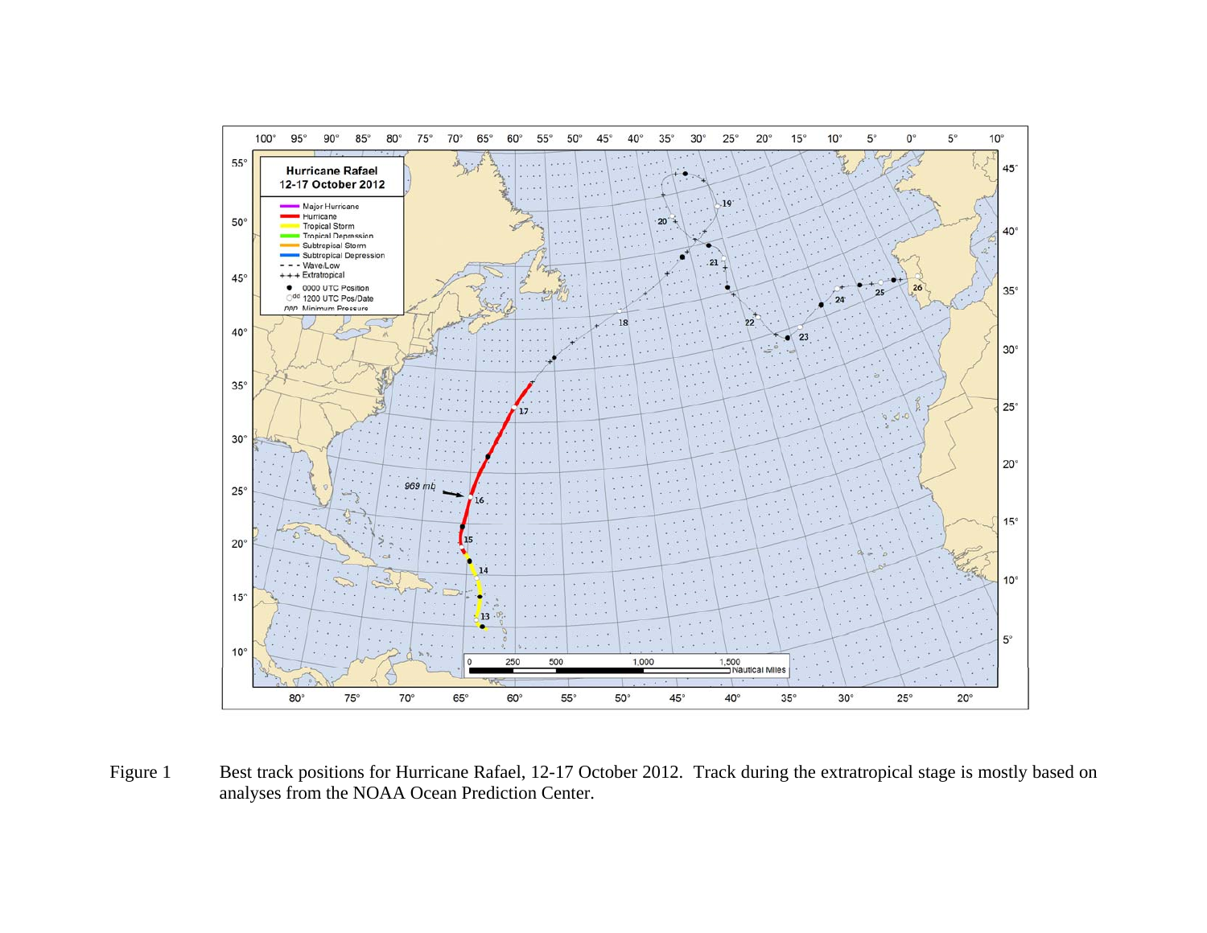Figure 1 Best track positions for Hurricane Rafael, 12-17 October 2012. Track during the extratropical stage is mostly based on analyses from the NOAA Ocean Prediction Center.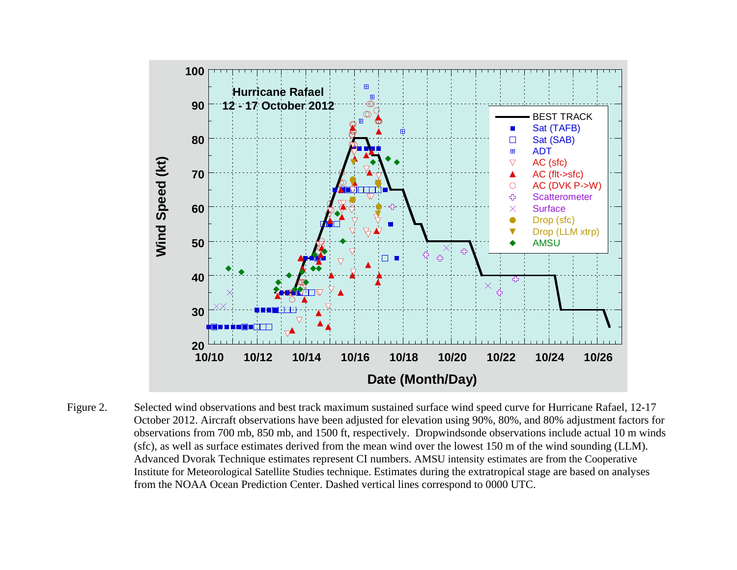Figure 2. Selected wind observations and best track maximum sustained surface wind speed curve for Hurricane Rafael, 12-17 October 2012. Aircraft observations have been adjusted for elevation using 90%, 80%, and 80% adjustment factors for observations from 700 mb, 850 mb, and 1500 ft, respectively. Dropwindsonde observations include actual 10 m winds (sfc), as well as surface estimates derived from the mean wind over the lowest 150 m of the wind sounding (LLM). Advanced Dvorak Technique estimates represent CI numbers. AMSU intensity estimates are from the Cooperative Institute for Meteorological Satellite Studies technique. Estimates during the extratropical stage are based on analyses from the NOAA Ocean Prediction Center. Dashed vertical lines correspond to 0000 UTC.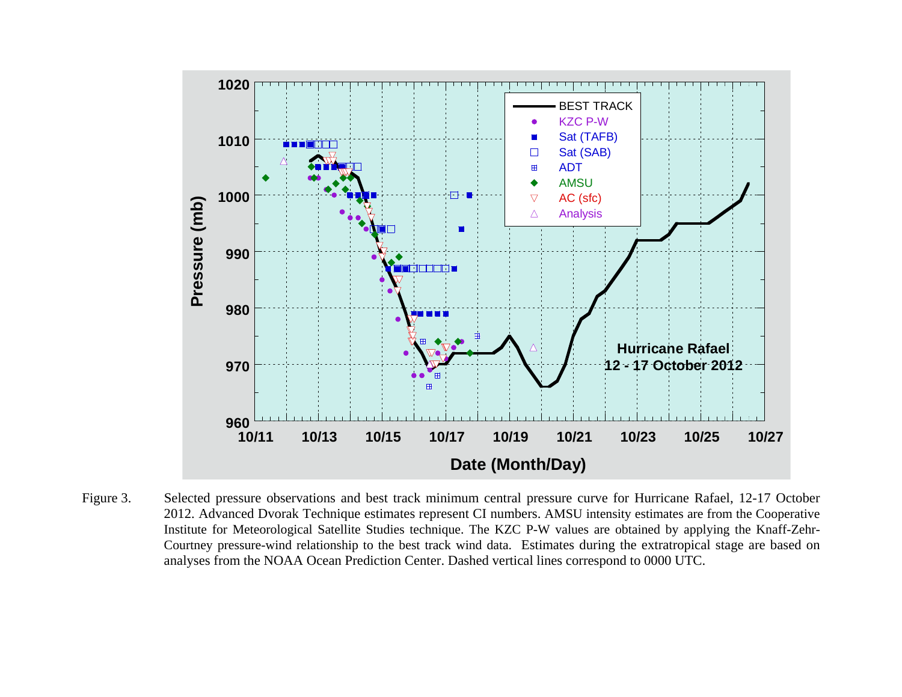Figure 3. Selected pressure observations and best track minimum central pressure curve for Hurricane Rafael, 12-17 October 2012. Advanced Dvorak Technique estimates represent CI numbers. AMSU intensity estimates are from the Cooperative Institute for Meteorological Satellite Studies technique. The KZC P-W values are obtained by applying the Knaff-Zehr-Courtney pressure-wind relationship to the best track wind data. Estimates during the extratropical stage are based on analyses from the NOAA Ocean Prediction Center. Dashed vertical lines correspond to 0000 UTC.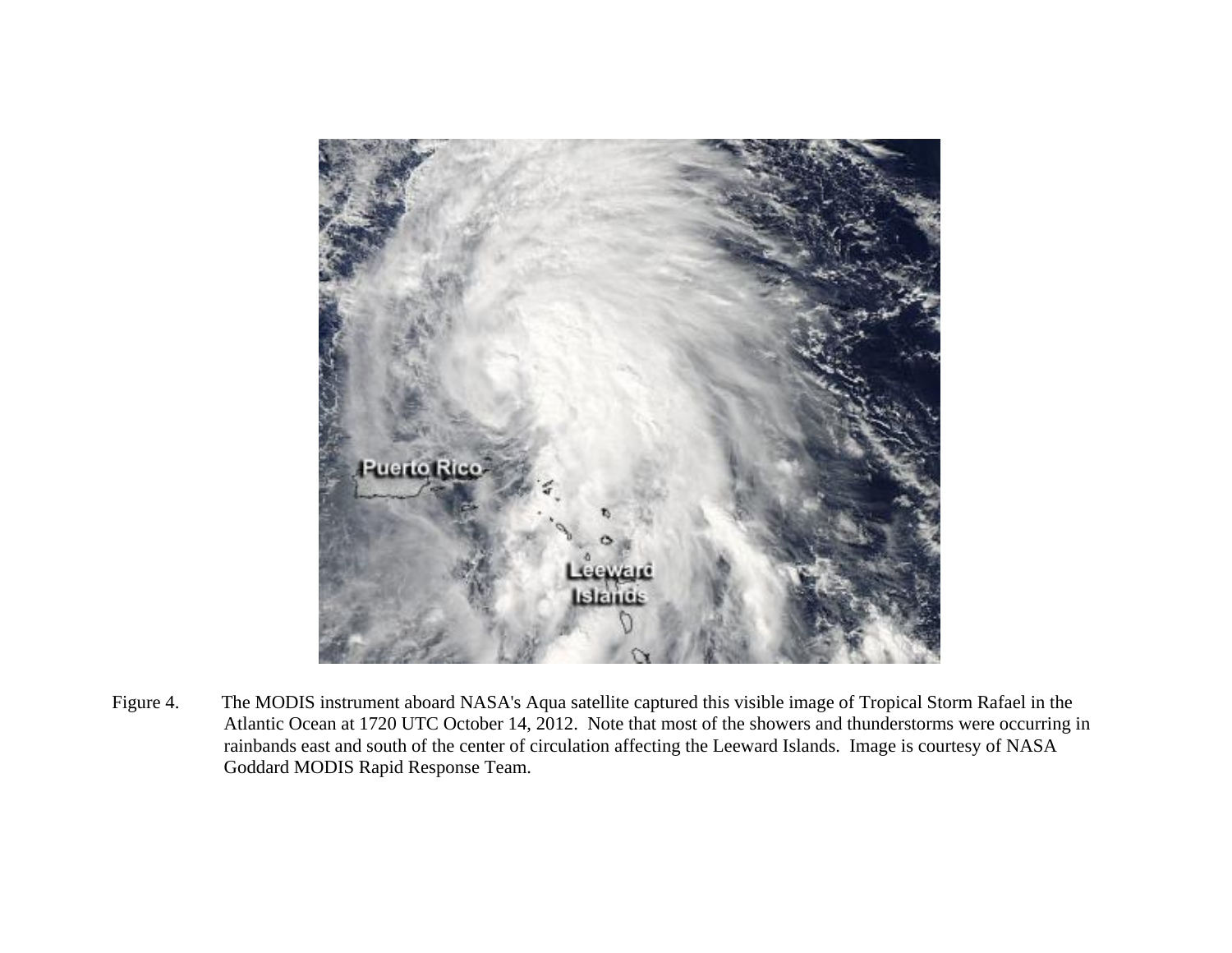Figure 4. The MODIS instrument aboard NASA's Aqua satellite captured this visible image of Tropical Storm Rafael in the Atlantic Ocean at 1720 UTC October 14, 2012. Note that most of the showers and thunderstorms were occurring in rainbands east and south of the center of circulation affecting the Leeward Islands. Image is courtesy of NASA Goddard MODIS Rapid Response Team.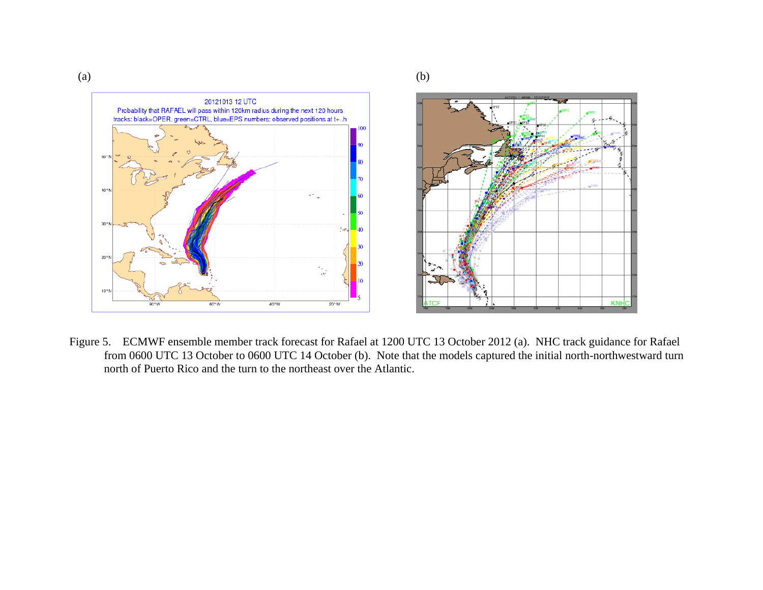(a)

20121013 12 UTC
Probability that RAFAEL will pass within 120km radius during the next 120 hours
tracks: black=OPER, green=CTRL, blue=EPS numbers: observed positions at t+..h

100
90
80
70
60
50
40
30
20
10
5

50°N
40°N
30°N
20°N
10°N

80°W
60°W
40°W
20°W

(b)

ATCF
KNHC

Figure 5. ECMWF ensemble member track forecast for Rafael at 1200 UTC 13 October 2012 (a). NHC track guidance for Rafael from 0600 UTC 13 October to 0600 UTC 14 October (b). Note that the models captured the initial north-northwestward turn north of Puerto Rico and the turn to the northeast over the Atlantic.